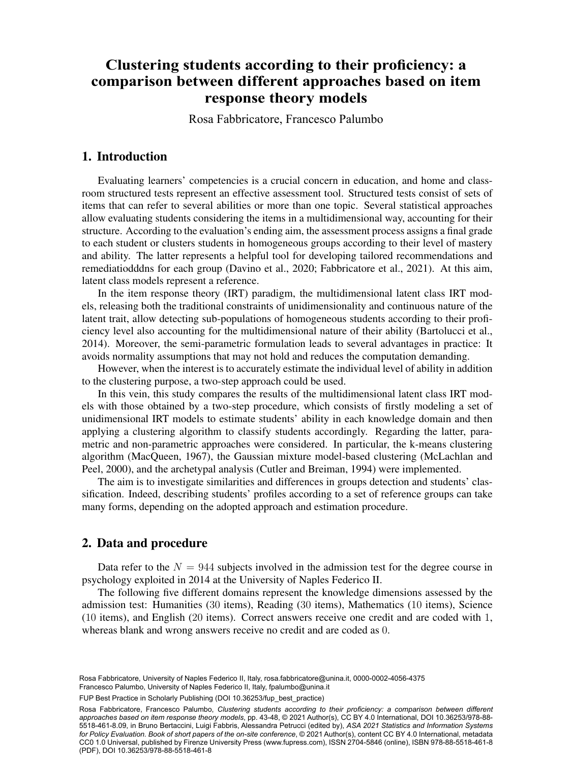# Clustering students according to their proficiency: a comparison between different approaches based on item response theory models

Rosa Fabbricatore, Francesco Palumbo

## 1. Introduction

Evaluating learners' competencies is a crucial concern in education, and home and classroom structured tests represent an effective assessment tool. Structured tests consist of sets of items that can refer to several abilities or more than one topic. Several statistical approaches allow evaluating students considering the items in a multidimensional way, accounting for their structure. According to the evaluation's ending aim, the assessment process assigns a final grade to each student or clusters students in homogeneous groups according to their level of mastery and ability. The latter represents a helpful tool for developing tailored recommendations and remediatiodddns for each group (Davino et al., 2020; Fabbricatore et al., 2021). At this aim, latent class models represent a reference.

In the item response theory (IRT) paradigm, the multidimensional latent class IRT models, releasing both the traditional constraints of unidimensionality and continuous nature of the latent trait, allow detecting sub-populations of homogeneous students according to their proficiency level also accounting for the multidimensional nature of their ability (Bartolucci et al., 2014). Moreover, the semi-parametric formulation leads to several advantages in practice: It avoids normality assumptions that may not hold and reduces the computation demanding.

However, when the interest is to accurately estimate the individual level of ability in addition to the clustering purpose, a two-step approach could be used.

In this vein, this study compares the results of the multidimensional latent class IRT models with those obtained by a two-step procedure, which consists of firstly modeling a set of unidimensional IRT models to estimate students' ability in each knowledge domain and then applying a clustering algorithm to classify students accordingly. Regarding the latter, parametric and non-parametric approaches were considered. In particular, the k-means clustering algorithm (MacQueen, 1967), the Gaussian mixture model-based clustering (McLachlan and Peel, 2000), and the archetypal analysis (Cutler and Breiman, 1994) were implemented.

The aim is to investigate similarities and differences in groups detection and students' classification. Indeed, describing students' profiles according to a set of reference groups can take many forms, depending on the adopted approach and estimation procedure.

## 2. Data and procedure

Data refer to the $N = 944$ subjects involved in the admission test for the degree course in psychology exploited in 2014 at the University of Naples Federico II.

The following five different domains represent the knowledge dimensions assessed by the admission test: Humanities (30 items), Reading (30 items), Mathematics (10 items), Science (10 items), and English (20 items). Correct answers receive one credit and are coded with 1, whereas blank and wrong answers receive no credit and are coded as 0.

Rosa Fabbricatore, University of Naples Federico II, Italy, rosa.fabbricatore@unina.it, 0000-0002-4056-4375
Francesco Palumbo, University of Naples Federico II, Italy, fpalumbo@unina.it

FUP Best Practice in Scholarly Publishing (DOI 10.36253/fup_best_practice)

Rosa Fabbricatore, Francesco Palumbo, *Clustering students according to their proficiency: a comparison between different approaches based on item response theory models*, pp. 43-48, © 2021 Author(s), CC BY 4.0 International, DOI 10.36253/978-88-5518-461-8.09, in Bruno Bertaccini, Luigi Fabbris, Alessandra Petrucci (edited by), *ASA 2021 Statistics and Information Systems for Policy Evaluation. Book of short papers of the on-site conference*, © 2021 Author(s), content CC BY 4.0 International, metadata CC0 1.0 Universal, published by Firenze University Press (www.fupress.com), ISSN 2704-5846 (online), ISBN 978-88-5518-461-8 (PDF), DOI 10.36253/978-88-5518-461-8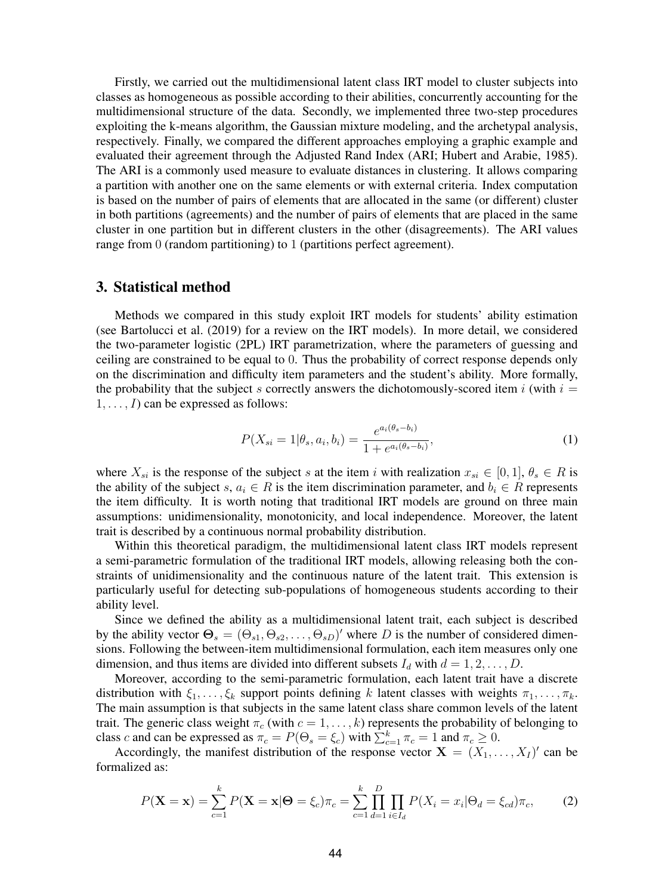Firstly, we carried out the multidimensional latent class IRT model to cluster subjects into classes as homogeneous as possible according to their abilities, concurrently accounting for the multidimensional structure of the data. Secondly, we implemented three two-step procedures exploiting the k-means algorithm, the Gaussian mixture modeling, and the archetypal analysis, respectively. Finally, we compared the different approaches employing a graphic example and evaluated their agreement through the Adjusted Rand Index (ARI; Hubert and Arabie, 1985). The ARI is a commonly used measure to evaluate distances in clustering. It allows comparing a partition with another one on the same elements or with external criteria. Index computation is based on the number of pairs of elements that are allocated in the same (or different) cluster in both partitions (agreements) and the number of pairs of elements that are placed in the same cluster in one partition but in different clusters in the other (disagreements). The ARI values range from $0$ (random partitioning) to $1$ (partitions perfect agreement).

## 3. Statistical method

Methods we compared in this study exploit IRT models for students' ability estimation (see Bartolucci et al. (2019) for a review on the IRT models). In more detail, we considered the two-parameter logistic (2PL) IRT parametrization, where the parameters of guessing and ceiling are constrained to be equal to $0$. Thus the probability of correct response depends only on the discrimination and difficulty item parameters and the student's ability. More formally, the probability that the subject $s$ correctly answers the dichotomously-scored item $i$ (with $i = 1, \ldots, I$) can be expressed as follows:

$$P(X_{si} = 1|\theta_s, a_i, b_i) = \frac{e^{a_i(\theta_s - b_i)}}{1 + e^{a_i(\theta_s - b_i)}}, \tag{1}$$

where $X_{si}$ is the response of the subject $s$ at the item $i$ with realization $x_{si} \in [0, 1]$, $\theta_s \in R$ is the ability of the subject $s$, $a_i \in R$ is the item discrimination parameter, and $b_i \in R$ represents the item difficulty. It is worth noting that traditional IRT models are ground on three main assumptions: unidimensionality, monotonicity, and local independence. Moreover, the latent trait is described by a continuous normal probability distribution.

Within this theoretical paradigm, the multidimensional latent class IRT models represent a semi-parametric formulation of the traditional IRT models, allowing releasing both the constraints of unidimensionality and the continuous nature of the latent trait. This extension is particularly useful for detecting sub-populations of homogeneous students according to their ability level.

Since we defined the ability as a multidimensional latent trait, each subject is described by the ability vector $\mathbf{\Theta}_s = (\Theta_{s1}, \Theta_{s2}, \ldots, \Theta_{sD})'$ where $D$ is the number of considered dimensions. Following the between-item multidimensional formulation, each item measures only one dimension, and thus items are divided into different subsets $I_d$ with $d = 1, 2, \ldots, D$.

Moreover, according to the semi-parametric formulation, each latent trait have a discrete distribution with $\xi_1, \ldots, \xi_k$ support points defining $k$ latent classes with weights $\pi_1, \ldots, \pi_k$. The main assumption is that subjects in the same latent class share common levels of the latent trait. The generic class weight $\pi_c$ (with $c = 1, \ldots, k$) represents the probability of belonging to class $c$ and can be expressed as $\pi_c = P(\Theta_s = \xi_c)$ with $\sum_{c=1}^{k} \pi_c = 1$ and $\pi_c \geq 0$.

Accordingly, the manifest distribution of the response vector $\mathbf{X} = (X_1, \ldots, X_I)'$ can be formalized as:

$$P(\mathbf{X} = \mathbf{x}) = \sum_{c=1}^{k} P(\mathbf{X} = \mathbf{x}|\mathbf{\Theta} = \xi_c)\pi_c = \sum_{c=1}^{k} \prod_{d=1}^{D} \prod_{i \in I_d} P(X_i = x_i|\Theta_d = \xi_{cd})\pi_c, \tag{2}$$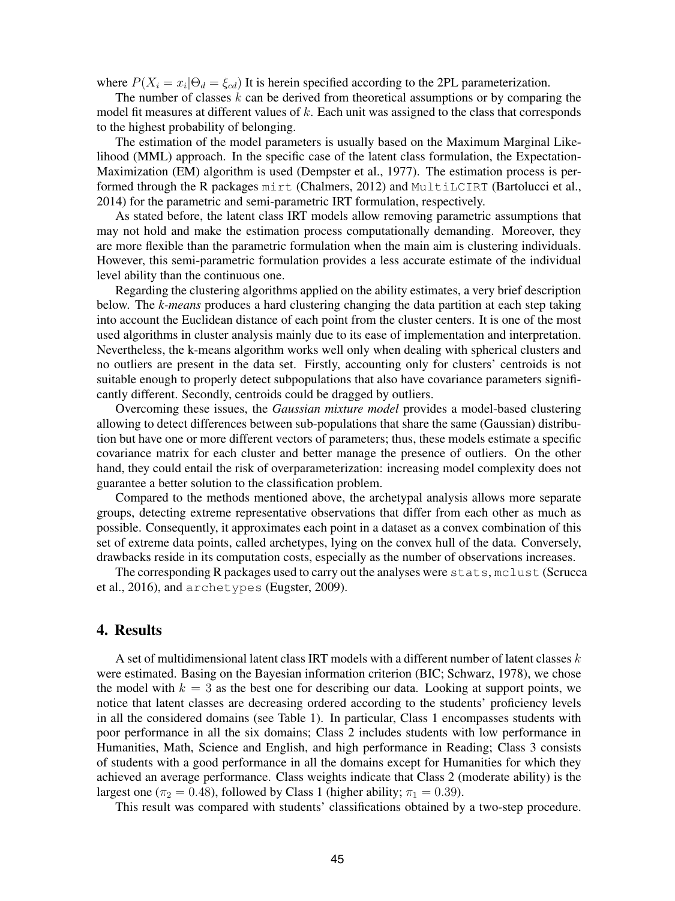where $P(X_i = x_i|\Theta_d = \xi_{cd})$ It is herein specified according to the 2PL parameterization.

The number of classes $k$ can be derived from theoretical assumptions or by comparing the model fit measures at different values of $k$. Each unit was assigned to the class that corresponds to the highest probability of belonging.

The estimation of the model parameters is usually based on the Maximum Marginal Likelihood (MML) approach. In the specific case of the latent class formulation, the Expectation-Maximization (EM) algorithm is used (Dempster et al., 1977). The estimation process is performed through the R packages `mirt` (Chalmers, 2012) and `MultiLCIRT` (Bartolucci et al., 2014) for the parametric and semi-parametric IRT formulation, respectively.

As stated before, the latent class IRT models allow removing parametric assumptions that may not hold and make the estimation process computationally demanding. Moreover, they are more flexible than the parametric formulation when the main aim is clustering individuals. However, this semi-parametric formulation provides a less accurate estimate of the individual level ability than the continuous one.

Regarding the clustering algorithms applied on the ability estimates, a very brief description below. The *k-means* produces a hard clustering changing the data partition at each step taking into account the Euclidean distance of each point from the cluster centers. It is one of the most used algorithms in cluster analysis mainly due to its ease of implementation and interpretation. Nevertheless, the k-means algorithm works well only when dealing with spherical clusters and no outliers are present in the data set. Firstly, accounting only for clusters' centroids is not suitable enough to properly detect subpopulations that also have covariance parameters significantly different. Secondly, centroids could be dragged by outliers.

Overcoming these issues, the *Gaussian mixture model* provides a model-based clustering allowing to detect differences between sub-populations that share the same (Gaussian) distribution but have one or more different vectors of parameters; thus, these models estimate a specific covariance matrix for each cluster and better manage the presence of outliers. On the other hand, they could entail the risk of overparameterization: increasing model complexity does not guarantee a better solution to the classification problem.

Compared to the methods mentioned above, the archetypal analysis allows more separate groups, detecting extreme representative observations that differ from each other as much as possible. Consequently, it approximates each point in a dataset as a convex combination of this set of extreme data points, called archetypes, lying on the convex hull of the data. Conversely, drawbacks reside in its computation costs, especially as the number of observations increases.

The corresponding R packages used to carry out the analyses were `stats`, `mclust` (Scrucca et al., 2016), and `archetypes` (Eugster, 2009).

## 4. Results

A set of multidimensional latent class IRT models with a different number of latent classes $k$ were estimated. Basing on the Bayesian information criterion (BIC; Schwarz, 1978), we chose the model with $k = 3$ as the best one for describing our data. Looking at support points, we notice that latent classes are decreasing ordered according to the students' proficiency levels in all the considered domains (see Table 1). In particular, Class 1 encompasses students with poor performance in all the six domains; Class 2 includes students with low performance in Humanities, Math, Science and English, and high performance in Reading; Class 3 consists of students with a good performance in all the domains except for Humanities for which they achieved an average performance. Class weights indicate that Class 2 (moderate ability) is the largest one ($\pi_2 = 0.48$), followed by Class 1 (higher ability; $\pi_1 = 0.39$).

This result was compared with students' classifications obtained by a two-step procedure.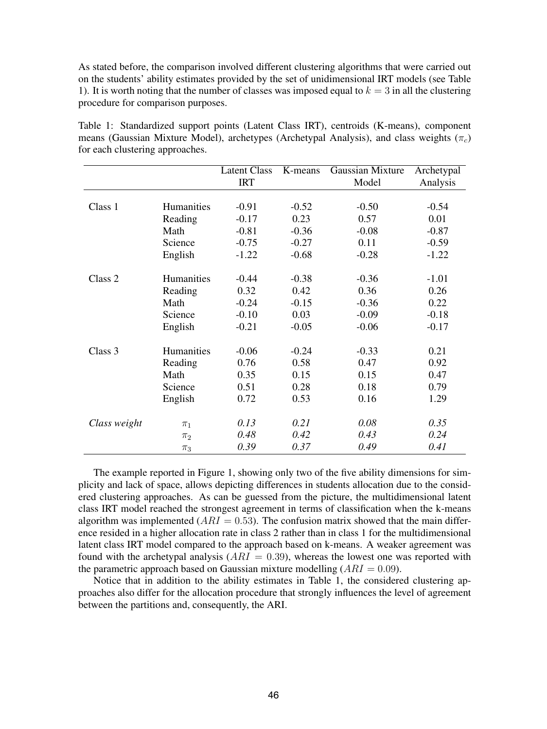As stated before, the comparison involved different clustering algorithms that were carried out on the students' ability estimates provided by the set of unidimensional IRT models (see Table 1). It is worth noting that the number of classes was imposed equal to $k = 3$ in all the clustering procedure for comparison purposes.

Table 1: Standardized support points (Latent Class IRT), centroids (K-means), component means (Gaussian Mixture Model), archetypes (Archetypal Analysis), and class weights ($\pi_c$) for each clustering approaches.

| | | Latent Class IRT | K-means | Gaussian Mixture Model | Archetypal Analysis |
|---|---|---|---|---|---|
| Class 1 | Humanities | -0.91 | -0.52 | -0.50 | -0.54 |
| | Reading | -0.17 | 0.23 | 0.57 | 0.01 |
| | Math | -0.81 | -0.36 | -0.08 | -0.87 |
| | Science | -0.75 | -0.27 | 0.11 | -0.59 |
| | English | -1.22 | -0.68 | -0.28 | -1.22 |
| Class 2 | Humanities | -0.44 | -0.38 | -0.36 | -1.01 |
| | Reading | 0.32 | 0.42 | 0.36 | 0.26 |
| | Math | -0.24 | -0.15 | -0.36 | 0.22 |
| | Science | -0.10 | 0.03 | -0.09 | -0.18 |
| | English | -0.21 | -0.05 | -0.06 | -0.17 |
| Class 3 | Humanities | -0.06 | -0.24 | -0.33 | 0.21 |
| | Reading | 0.76 | 0.58 | 0.47 | 0.92 |
| | Math | 0.35 | 0.15 | 0.15 | 0.47 |
| | Science | 0.51 | 0.28 | 0.18 | 0.79 |
| | English | 0.72 | 0.53 | 0.16 | 1.29 |
| *Class weight* | $\pi_1$ | *0.13* | *0.21* | *0.08* | *0.35* |
| | $\pi_2$ | *0.48* | *0.42* | *0.43* | *0.24* |
| | $\pi_3$ | *0.39* | *0.37* | *0.49* | *0.41* |

The example reported in Figure 1, showing only two of the five ability dimensions for simplicity and lack of space, allows depicting differences in students allocation due to the considered clustering approaches. As can be guessed from the picture, the multidimensional latent class IRT model reached the strongest agreement in terms of classification when the k-means algorithm was implemented ($ARI = 0.53$). The confusion matrix showed that the main difference resided in a higher allocation rate in class 2 rather than in class 1 for the multidimensional latent class IRT model compared to the approach based on k-means. A weaker agreement was found with the archetypal analysis ($ARI = 0.39$), whereas the lowest one was reported with the parametric approach based on Gaussian mixture modelling ($ARI = 0.09$).

Notice that in addition to the ability estimates in Table 1, the considered clustering approaches also differ for the allocation procedure that strongly influences the level of agreement between the partitions and, consequently, the ARI.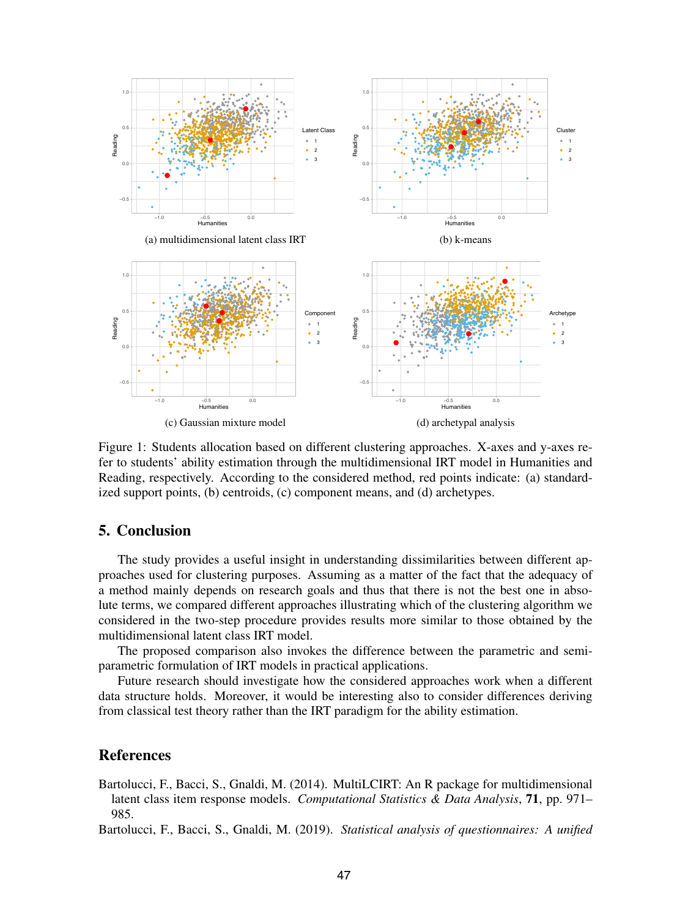Reading

1.0

0.5

0.0

−0.5

−1.0 −0.5 0.0

Humanities

Latent Class

1

2

3

(a) multidimensional latent class IRT

Reading

1.0

0.5

0.0

−0.5

−1.0 −0.5 0.0

Humanities

Cluster

1

2

3

(b) k-means

Reading

1.0

0.5

0.0

−0.5

−1.0 −0.5 0.0

Humanities

Component

1

2

3

(c) Gaussian mixture model

Reading

1.0

0.5

0.0

−0.5

−1.0 −0.5 0.0

Humanities

Archetype

1

2

3

(d) archetypal analysis

Figure 1: Students allocation based on different clustering approaches. X-axes and y-axes refer to students' ability estimation through the multidimensional IRT model in Humanities and Reading, respectively. According to the considered method, red points indicate: (a) standardized support points, (b) centroids, (c) component means, and (d) archetypes.

## 5. Conclusion

The study provides a useful insight in understanding dissimilarities between different approaches used for clustering purposes. Assuming as a matter of the fact that the adequacy of a method mainly depends on research goals and thus that there is not the best one in absolute terms, we compared different approaches illustrating which of the clustering algorithm we considered in the two-step procedure provides results more similar to those obtained by the multidimensional latent class IRT model.

The proposed comparison also invokes the difference between the parametric and semi-parametric formulation of IRT models in practical applications.

Future research should investigate how the considered approaches work when a different data structure holds. Moreover, it would be interesting also to consider differences deriving from classical test theory rather than the IRT paradigm for the ability estimation.

## References

Bartolucci, F., Bacci, S., Gnaldi, M. (2014). MultiLCIRT: An R package for multidimensional latent class item response models. *Computational Statistics & Data Analysis*, **71**, pp. 971–985.

Bartolucci, F., Bacci, S., Gnaldi, M. (2019). *Statistical analysis of questionnaires: A unified*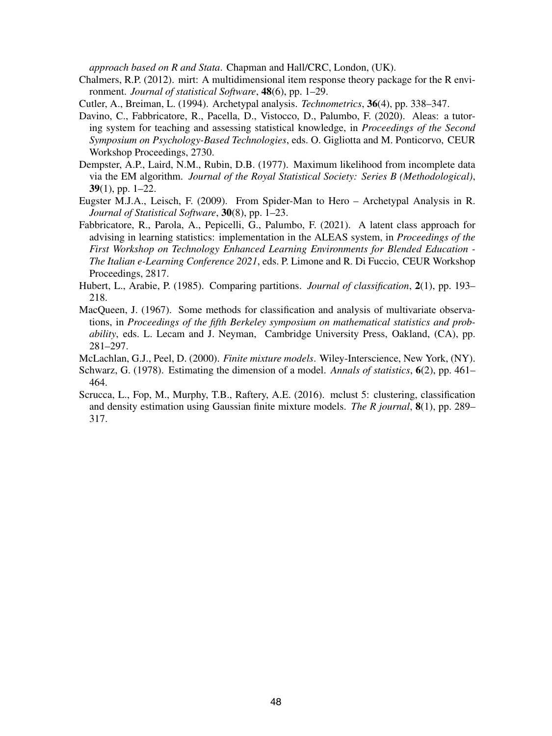*approach based on R and Stata*. Chapman and Hall/CRC, London, (UK).

Chalmers, R.P. (2012). mirt: A multidimensional item response theory package for the R environment. *Journal of statistical Software*, **48**(6), pp. 1–29.

Cutler, A., Breiman, L. (1994). Archetypal analysis. *Technometrics*, **36**(4), pp. 338–347.

Davino, C., Fabbricatore, R., Pacella, D., Vistocco, D., Palumbo, F. (2020). Aleas: a tutoring system for teaching and assessing statistical knowledge, in *Proceedings of the Second Symposium on Psychology-Based Technologies*, eds. O. Gigliotta and M. Ponticorvo, CEUR Workshop Proceedings, 2730.

Dempster, A.P., Laird, N.M., Rubin, D.B. (1977). Maximum likelihood from incomplete data via the EM algorithm. *Journal of the Royal Statistical Society: Series B (Methodological)*, **39**(1), pp. 1–22.

Eugster M.J.A., Leisch, F. (2009). From Spider-Man to Hero – Archetypal Analysis in R. *Journal of Statistical Software*, **30**(8), pp. 1–23.

Fabbricatore, R., Parola, A., Pepicelli, G., Palumbo, F. (2021). A latent class approach for advising in learning statistics: implementation in the ALEAS system, in *Proceedings of the First Workshop on Technology Enhanced Learning Environments for Blended Education - The Italian e-Learning Conference 2021*, eds. P. Limone and R. Di Fuccio, CEUR Workshop Proceedings, 2817.

Hubert, L., Arabie, P. (1985). Comparing partitions. *Journal of classification*, **2**(1), pp. 193–218.

MacQueen, J. (1967). Some methods for classification and analysis of multivariate observations, in *Proceedings of the fifth Berkeley symposium on mathematical statistics and probability*, eds. L. Lecam and J. Neyman, Cambridge University Press, Oakland, (CA), pp. 281–297.

McLachlan, G.J., Peel, D. (2000). *Finite mixture models*. Wiley-Interscience, New York, (NY).

Schwarz, G. (1978). Estimating the dimension of a model. *Annals of statistics*, **6**(2), pp. 461–464.

Scrucca, L., Fop, M., Murphy, T.B., Raftery, A.E. (2016). mclust 5: clustering, classification and density estimation using Gaussian finite mixture models. *The R journal*, **8**(1), pp. 289–317.